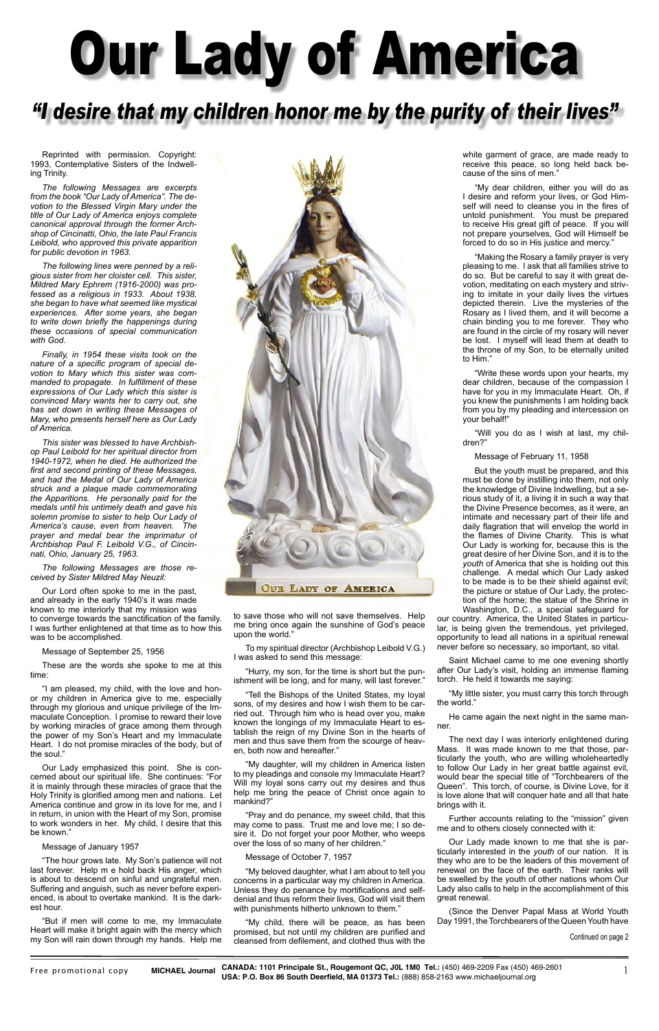# Our Lady of America

## *"I desire that my children honor me by the purity of their lives"*

Reprinted with permission. Copyright: 1993, Contemplative Sisters of the Indwelling Trinity.

*The following Messages are excerpts from the book "Our Lady of America". The devotion to the Blessed Virgin Mary under the title of Our Lady of America enjoys complete canonical approval through the former Archshop of Cincinatti, Ohio, the late Paul Francis Leibold, who approved this private apparition for public devotion in 1963.*

*The following lines were penned by a religious sister from her cloister cell. This sister, Mildred Mary Ephrem (1916-2000) was professed as a religious in 1933. About 1938, she began to have what seemed like mystical experiences. After some years, she began to write down briefly the happenings during these occasions of special communication with God.*

*Finally, in 1954 these visits took on the nature of a specific program of special devotion to Mary which this sister was commanded to propagate. In fulfillment of these expressions of Our Lady which this sister is convinced Mary wants her to carry out, she has set down in writing these Messages of Mary, who presents herself here as Our Lady of America.*

*This sister was blessed to have Archbishop Paul Leibold for her spiritual director from 1940-1972, when he died. He authorized the first and second printing of these Messages, and had the Medal of Our Lady of America struck and a plaque made commemorating the Apparitions. He personally paid for the medals until his untimely death and gave his solemn promise to sister to help Our Lady of America's cause, even from heaven. The prayer and medal bear the imprimatur of Archbishop Paul F. Leibold V.G., of Cincinnati, Ohio, January 25, 1963.*

*The following Messages are those received by Sister Mildred May Neuzil:*

Our Lord often spoke to me in the past, and already in the early 1940's it was made known to me interiorly that my mission was to converge towards the sanctification of the family. I was further enlightened at that time as to how this was to be accomplished.

Message of September 25, 1956

These are the words she spoke to me at this time:

"I am pleased, my child, with the love and honor my children in America give to me, especially through my glorious and unique privilege of the Immaculate Conception. I promise to reward their love by working miracles of grace among them through the power of my Son's Heart and my Immaculate Heart. I do not promise miracles of the body, but of the soul."

Our Lady emphasized this point. She is concerned about our spiritual life. She continues: "For it is mainly through these miracles of grace that the Holy Trinity is glorified among men and nations. Let America continue and grow in its love for me, and I in return, in union with the Heart of my Son, promise to work wonders in her. My child, I desire that this be known."

Message of January 1957

"The hour grows late. My Son's patience will not last forever. Help m e hold back His anger, which is about to descend on sinful and ungrateful men. Suffering and anguish, such as never before experienced, is about to overtake mankind. It is the darkest hour.

"But if men will come to me, my Immaculate Heart will make it bright again with the mercy which my Son will rain down through my hands. Help me to save those who will not save themselves. Help me bring once again the sunshine of God's peace upon the world."

To my spiritual director (Archbishop Leibold V.G.) I was asked to send this message:

"Hurry, my son, for the time is short but the punishment will be long, and for many, will last forever."

"Tell the Bishops of the United States, my loyal sons, of my desires and how I wish them to be carried out. Through him who is head over you, make known the longings of my Immaculate Heart to establish the reign of my Divine Son in the hearts of men and thus save them from the scourge of heaven, both now and hereafter."

"My daughter, will my children in America listen to my pleadings and console my Immaculate Heart? Will my loyal sons carry out my desires and thus help me bring the peace of Christ once again to mankind?"

"Pray and do penance, my sweet child, that this may come to pass. Trust me and love me; I so desire it. Do not forget your poor Mother, who weeps over the loss of so many of her children."

Message of October 7, 1957

"My beloved daughter, what I am about to tell you concerns in a particular way my children in America. Unless they do penance by mortifications and self-denial and thus reform their lives, God will visit them with punishments hitherto unknown to them."

"My child, there will be peace, as has been promised, but not until my children are purified and cleansed from defilement, and clothed thus with the white garment of grace, are made ready to receive this peace, so long held back because of the sins of men."

"My dear children, either you will do as I desire and reform your lives, or God Himself will need to cleanse you in the fires of untold punishment. You must be prepared to receive His great gift of peace. If you will not prepare yourselves, God will Himself be forced to do so in His justice and mercy."

"Making the Rosary a family prayer is very pleasing to me. I ask that all families strive to do so. But be careful to say it with great devotion, meditating on each mystery and striving to imitate in your daily lives the virtues depicted therein. Live the mysteries of the Rosary as I lived them, and it will become a chain binding you to me forever. They who are found in the circle of my rosary will never be lost. I myself will lead them at death to the throne of my Son, to be eternally united to Him."

"Write these words upon your hearts, my dear children, because of the compassion I have for you in my Immaculate Heart. Oh, if you knew the punishments I am holding back from you by my pleading and intercession on your behalf!"

"Will you do as I wish at last, my children?"

Message of February 11, 1958

But the youth must be prepared, and this must be done by instilling into them, not only the knowledge of Divine Indwelling, but a serious study of it, a living it in such a way that the Divine Presence becomes, as it were, an intimate and necessary part of their life and daily flagration that will envelop the world in the flames of Divine Charity. This is what Our Lady is working for, because this is the great desire of her Divine Son, and it is to the *youth* of America that she is holding out this challenge. A medal which Our Lady asked to be made is to be their shield against evil; the picture or statue of Our Lady, the protection of the home; the statue of the Shrine in Washington, D.C., a special safeguard for our country. America, the United States in particular, is being given the tremendous, yet privileged, opportunity to lead all nations in a spiritual renewal never before so necessary, so important, so vital.

Saint Michael came to me one evening shortly after Our Lady's visit, holding an immense flaming torch. He held it towards me saying:

"My little sister, you must carry this torch through the world."

He came again the next night in the same manner.

The next day I was interiorly enlightened during Mass. It was made known to me that those, particularly the youth, who are willing wholeheartedly to follow Our Lady in her great battle against evil, would bear the special title of "Torchbearers of the Queen". This torch, of course, is Divine Love, for it is love alone that will conquer hate and all that hate brings with it.

Further accounts relating to the "mission" given me and to others closely connected with it:

Our Lady made known to me that she is particularly interested in the *youth* of our nation. It is they who are to be the leaders of this movement of renewal on the face of the earth. Their ranks will be swelled by the youth of other nations whom Our Lady also calls to help in the accomplishment of this great renewal.

(Since the Denver Papal Mass at World Youth Day 1991, the Torchbearers of the Queen Youth have

Continued on page 2

Free promotional copy **MICHAEL Journal** **CANADA: 1101 Principale St., Rougemont QC, J0L 1M0 Tel.:** (450) 469-2209 Fax (450) 469-2601 **USA: P.O. Box 86 South Deerfield, MA 01373 Tel.:** (888) 858-2163 www.michaeljournal.org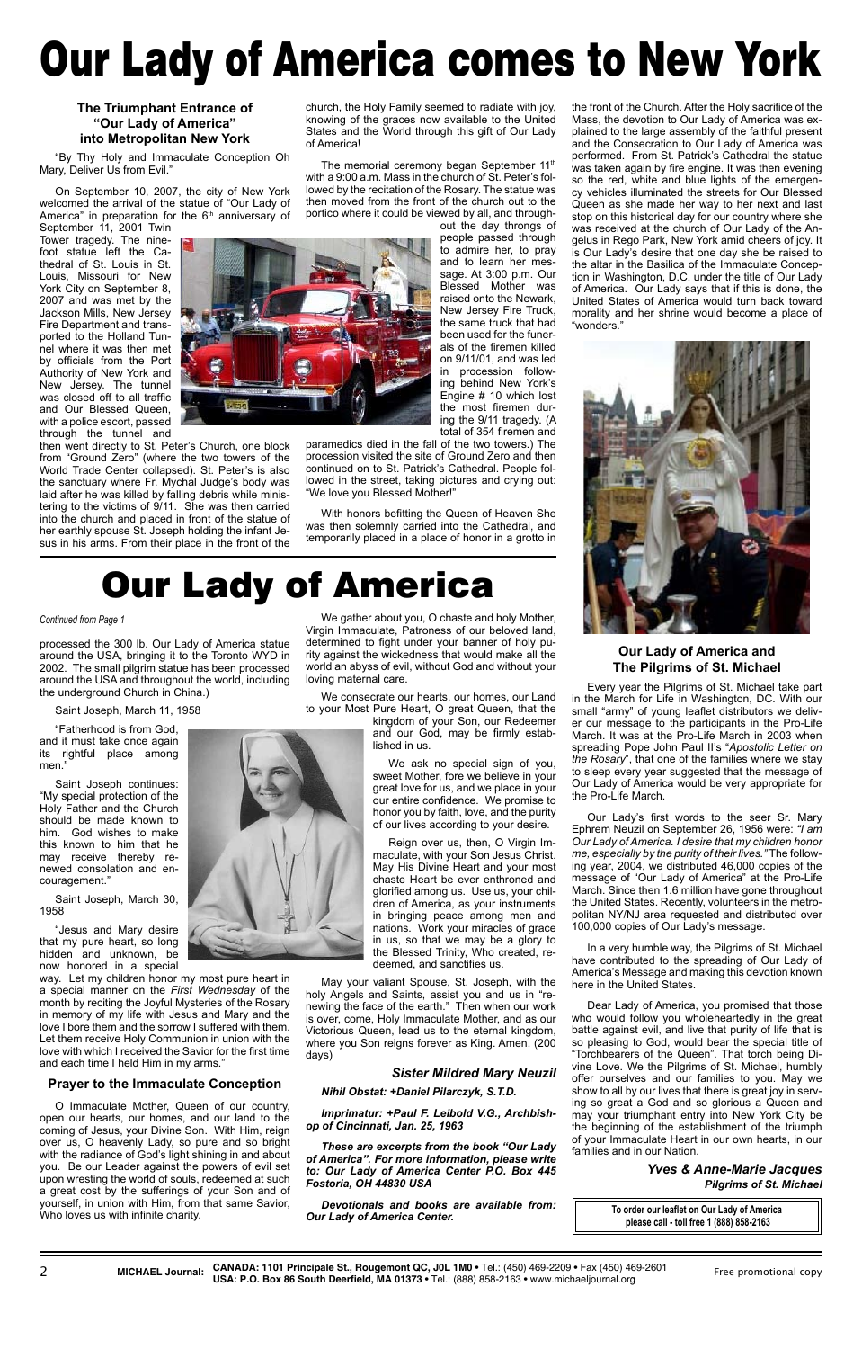# Our Lady of America comes to New York

### The Triumphant Entrance of "Our Lady of America" into Metropolitan New York

"By Thy Holy and Immaculate Conception Oh Mary, Deliver Us from Evil."

On September 10, 2007, the city of New York welcomed the arrival of the statue of "Our Lady of America" in preparation for the 6th anniversary of September 11, 2001 Twin Tower tragedy. The nine-foot statue left the Cathedral of St. Louis in St. Louis, Missouri for New York City on September 8, 2007 and was met by the Jackson Mills, New Jersey Fire Department and transported to the Holland Tunnel where it was then met by officials from the Port Authority of New York and New Jersey. The tunnel was closed off to all traffic and Our Blessed Queen, with a police escort, passed through the tunnel and then went directly to St. Peter's Church, one block from "Ground Zero" (where the two towers of the World Trade Center collapsed). St. Peter's is also the sanctuary where Fr. Mychal Judge's body was laid after he was killed by falling debris while ministering to the victims of 9/11. She was then carried into the church and placed in front of the statue of her earthly spouse St. Joseph holding the infant Jesus in his arms. From their place in the front of the church, the Holy Family seemed to radiate with joy, knowing of the graces now available to the United States and the World through this gift of Our Lady of America!

The memorial ceremony began September 11th with a 9:00 a.m. Mass in the church of St. Peter's followed by the recitation of the Rosary. The statue was then moved from the front of the church out to the portico where it could be viewed by all, and throughout the day throngs of people passed through to admire her, to pray and to learn her message. At 3:00 p.m. Our Blessed Mother was raised onto the Newark, New Jersey Fire Truck, the same truck that had been used for the funerals of the firemen killed on 9/11/01, and was led in procession following behind New York's Engine # 10 which lost the most firemen during the 9/11 tragedy. (A total of 354 firemen and paramedics died in the fall of the two towers.) The procession visited the site of Ground Zero and then continued on to St. Patrick's Cathedral. People followed in the street, taking pictures and crying out: "We love you Blessed Mother!"

With honors befitting the Queen of Heaven She was then solemnly carried into the Cathedral, and temporarily placed in a place of honor in a grotto in the front of the Church. After the Holy sacrifice of the Mass, the devotion to Our Lady of America was explained to the large assembly of the faithful present and the Consecration to Our Lady of America was performed. From St. Patrick's Cathedral the statue was taken again by fire engine. It was then evening so the red, white and blue lights of the emergency vehicles illuminated the streets for Our Blessed Queen as she made her way to her next and last stop on this historical day for our country where she was received at the church of Our Lady of the Angelus in Rego Park, New York amid cheers of joy. It is Our Lady's desire that one day she be raised to the altar in the Basilica of the Immaculate Conception in Washington, D.C. under the title of Our Lady of America. Our Lady says that if this is done, the United States of America would turn back toward morality and her shrine would become a place of "wonders."

# Our Lady of America

*Continued from Page 1*

processed the 300 lb. Our Lady of America statue around the USA, bringing it to the Toronto WYD in 2002. The small pilgrim statue has been processed around the USA and throughout the world, including the underground Church in China.)

Saint Joseph, March 11, 1958

"Fatherhood is from God, and it must take once again its rightful place among men."

Saint Joseph continues: "My special protection of the Holy Father and the Church should be made known to him. God wishes to make this known to him that he may receive thereby renewed consolation and encouragement."

Saint Joseph, March 30, 1958

"Jesus and Mary desire that my pure heart, so long hidden and unknown, be now honored in a special way. Let my children honor my most pure heart in a special manner on the *First Wednesday* of the month by reciting the Joyful Mysteries of the Rosary in memory of my life with Jesus and Mary and the love I bore them and the sorrow I suffered with them. Let them receive Holy Communion in union with the love with which I received the Savior for the first time and each time I held Him in my arms."

### Prayer to the Immaculate Conception

O Immaculate Mother, Queen of our country, open our hearts, our homes, and our land to the coming of Jesus, your Divine Son. With Him, reign over us, O heavenly Lady, so pure and so bright with the radiance of God's light shining in and about you. Be our Leader against the powers of evil set upon wresting the world of souls, redeemed at such a great cost by the sufferings of your Son and of yourself, in union with Him, from that same Savior, Who loves us with infinite charity.

We gather about you, O chaste and holy Mother, Virgin Immaculate, Patroness of our beloved land, determined to fight under your banner of holy purity against the wickedness that would make all the world an abyss of evil, without God and without your loving maternal care.

We consecrate our hearts, our homes, our Land to your Most Pure Heart, O great Queen, that the kingdom of your Son, our Redeemer and our God, may be firmly established in us.

We ask no special sign of you, sweet Mother, fore we believe in your great love for us, and we place in you our entire confidence. We promise to honor you by faith, love, and the purity of our lives according to your desire.

Reign over us, then, O Virgin Immaculate, with your Son Jesus Christ. May His Divine Heart and your most chaste Heart be ever enthroned and glorified among us. Use us, your children of America, as your instruments in bringing peace among men and nations. Work your miracles of grace in us, so that we may be a glory to the Blessed Trinity, Who created, redeemed, and sanctifies us.

May your valiant Spouse, St. Joseph, with the holy Angels and Saints, assist you and us in "renewing the face of the earth." Then when our work is over, come, Holy Immaculate Mother, and as our Victorious Queen, lead us to the eternal kingdom, where you Son reigns forever as King. Amen. (200 days)

***Sister Mildred Mary Neuzil***

***Nihil Obstat: +Daniel Pilarczyk, S.T.D.***

***Imprimatur: +Paul F. Leibold V.G., Archbishop of Cincinnati, Jan. 25, 1963***

***These are excerpts from the book "Our Lady of America". For more information, please write to: Our Lady of America Center P.O. Box 445 Fostoria, OH 44830 USA***

***Devotionals and books are available from: Our Lady of America Center.***

### Our Lady of America and The Pilgrims of St. Michael

Every year the Pilgrims of St. Michael take part in the March for Life in Washington, DC. With our small "army" of young leaflet distributors we deliver our message to the participants in the Pro-Life March. It was at the Pro-Life March in 2003 when spreading Pope John Paul II's "*Apostolic Letter on the Rosary*", that one of the families where we stay to sleep every year suggested that the message of Our Lady of America would be very appropriate for the Pro-Life March.

Our Lady's first words to the seer Sr. Mary Ephrem Neuzil on September 26, 1956 were: *"I am Our Lady of America. I desire that my children honor me, especially by the purity of their lives."* The following year, 2004, we distributed 46,000 copies of the message of "Our Lady of America" at the Pro-Life March. Since then 1.6 million have gone throughout the United States. Recently, volunteers in the metropolitan NY/NJ area requested and distributed over 100,000 copies of Our Lady's message.

In a very humble way, the Pilgrims of St. Michael have contributed to the spreading of Our Lady of America's Message and making this devotion known here in the United States.

Dear Lady of America, you promised that those who would follow you wholeheartedly in the great battle against evil, and live that purity of life that is so pleasing to God, would bear the special title of "Torchbearers of the Queen". That torch being Divine Love. We the Pilgrims of St. Michael, humbly offer ourselves and our families to you. May we show to all by our lives that there is great joy in serving so great a God and so glorious a Queen and may your triumphant entry into New York City be the beginning of the establishment of the triumph of your Immaculate Heart in our own hearts, in our families and in our Nation.

***Yves & Anne-Marie Jacques***
***Pilgrims of St. Michael***

**To order our leaflet on Our Lady of America please call - toll free 1 (888) 858-2163**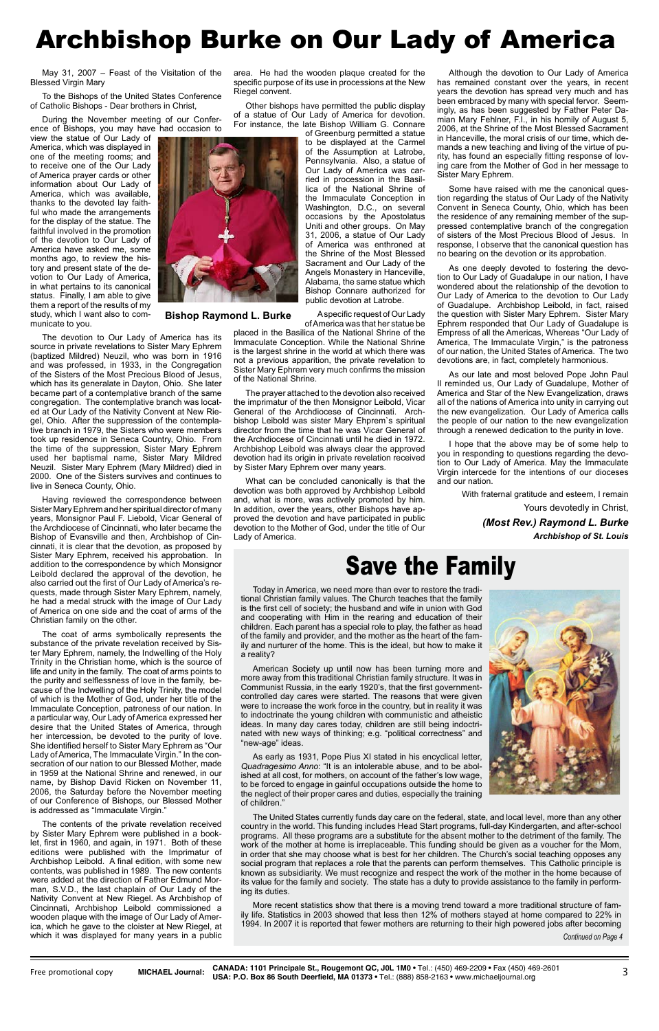# Archbishop Burke on Our Lady of America

May 31, 2007 – Feast of the Visitation of the Blessed Virgin Mary

To the Bishops of the United States Conference of Catholic Bishops - Dear brothers in Christ,

During the November meeting of our Conference of Bishops, you may have had occasion to view the statue of Our Lady of America, which was displayed in one of the meeting rooms; and to receive one of the Our Lady of America prayer cards or other information about Our Lady of America, which was available, thanks to the devoted lay faithful who made the arrangements for the display of the statue. The faithful involved in the promotion of the devotion to Our Lady of America have asked me, some months ago, to review the history and present state of the devotion to Our Lady of America, in what pertains to its canonical status. Finally, I am able to give them a report of the results of my study, which I want also to communicate to you.

**Bishop Raymond L. Burke**

The devotion to Our Lady of America has its source in private revelations to Sister Mary Ephrem (baptized Mildred) Neuzil, who was born in 1916 and was professed, in 1933, in the Congregation of the Sisters of the Most Precious Blood of Jesus, which has its generalate in Dayton, Ohio. She later became part of a contemplative branch of the same congregation. The contemplative branch was located at Our Lady of the Nativity Convent at New Riegel, Ohio. After the suppression of the contemplative branch in 1979, the Sisters who were members took up residence in Seneca Country, Ohio. From the time of the suppression, Sister Mary Ephrem used her baptismal name, Sister Mary Mildred Neuzil. Sister Mary Ephrem (Mary Mildred) died in 2000. One of the Sisters survives and continues to live in Seneca County, Ohio.

Having reviewed the correspondence between Sister Mary Ephrem and her spiritual director of many years, Monsignor Paul F. Liebold, Vicar General of the Archdiocese of Cincinnati, who later became the Bishop of Evansville and then, Archbishop of Cincinnati, it is clear that the devotion, as proposed by Sister Mary Ephrem, received his approbation. In addition to the correspondence by which Monsignor Leibold declared the approval of the devotion, he also carried out the first of Our Lady of America's requests, made through Sister Mary Ephrem, namely, he had a medal struck with the image of Our Lady of America on one side and the coat of arms of the Christian family on the other.

The coat of arms symbolically represents the substance of the private revelation received by Sister Mary Ephrem, namely, the Indwelling of the Holy Trinity in the Christian home, which is the source of life and unity in the family. The coat of arms points to the purity and selflessness of love in the family, because of the Indwelling of the Holy Trinity, the model of which is the Mother of God, under her title of the Immaculate Conception, patroness of our nation. In a particular way, Our Lady of America expressed her desire that the United States of America, through her intercession, be devoted to the purity of love. She identified herself to Sister Mary Ephrem as "Our Lady of America, The Immaculate Virgin." In the consecration of our nation to our Blessed Mother, made in 1959 at the National Shrine and renewed, in our name, by Bishop David Ricken on November 11, 2006, the Saturday before the November meeting of our Conference of Bishops, our Blessed Mother is addressed as "Immaculate Virgin."

The contents of the private revelation received by Sister Mary Ephrem were published in a booklet, first in 1960, and again, in 1971. Both of these editions were published with the Imprimatur of Archbishop Leibold. A final edition, with some new contents, was published in 1989. The new contents were added at the direction of Father Edmund Morman, S.V.D., the last chaplain of Our Lady of the Nativity Convent at New Riegel. As Archbishop of Cincinnati, Archbishop Leibold commissioned a wooden plaque with the image of Our Lady of America, which he gave to the cloister at New Riegel, at which it was displayed for many years in a public area. He had the wooden plaque created for the specific purpose of its use in processions at the New Riegel convent.

Other bishops have permitted the public display of a statue of Our Lady of America for devotion. For instance, the late Bishop William G. Connare of Greenburg permitted a statue to be displayed at the Carmel of the Assumption at Latrobe, Pennsylvania. Also, a statue of Our Lady of America was carried in procession in the Basilica of the National Shrine of the Immaculate Conception in Washington, D.C., on several occasions by the Apostolatus Uniti and other groups. On May 31, 2006, a statue of Our Lady of America was enthroned at the Shrine of the Most Blessed Sacrament and Our Lady of the Angels Monastery in Hanceville, Alabama, the same statue which Bishop Connare authorized for public devotion at Latrobe.

A specific request of Our Lady of America was that her statue be placed in the Basilica of the National Shrine of the Immaculate Conception. While the National Shrine is the largest shrine in the world at which there was not a previous apparition, the private revelation to Sister Mary Ephrem very much confirms the mission of the National Shrine.

The prayer attached to the devotion also received the imprimatur of the then Monsignor Leibold, Vicar General of the Archdiocese of Cincinnati. Archbishop Leibold was sister Mary Ehprem`s spiritual director from the time that he was Vicar General of the Archdiocese of Cincinnati until he died in 1972. Archbishop Leibold was always clear the approved devotion had its origin in private revelation received by Sister Mary Ephrem over many years.

What can be concluded canonically is that the devotion was both approved by Archbishop Leibold and, what is more, was actively promoted by him. In addition, over the years, other Bishops have approved the devotion and have participated in public devotion to the Mother of God, under the title of Our Lady of America.

Although the devotion to Our Lady of America has remained constant over the years, in recent years the devotion has spread very much and has been embraced by many with special fervor. Seemingly, as has been suggested by Father Peter Damian Mary Fehlner, F.I., in his homily of August 5, 2006, at the Shrine of the Most Blessed Sacrament in Hanceville, the moral crisis of our time, which demands a new teaching and living of the virtue of purity, has found an especially fitting response of loving care from the Mother of God in her message to Sister Mary Ephrem.

Some have raised with me the canonical question regarding the status of Our Lady of the Nativity Convent in Seneca County, Ohio, which has been the residence of any remaining member of the suppressed contemplative branch of the congregation of sisters of the Most Precious Blood of Jesus. In response, I observe that the canonical question has no bearing on the devotion or its approbation.

As one deeply devoted to fostering the devotion to Our Lady of Guadalupe in our nation, I have wondered about the relationship of the devotion to Our Lady of America to the devotion to Our Lady of Guadalupe. Archbishop Leibold, in fact, raised the question with Sister Mary Ephrem. Sister Mary Ephrem responded that Our Lady of Guadalupe is Empress of all the Americas, Whereas "Our Lady of America, The Immaculate Virgin," is the patroness of our nation, the United States of America. The two devotions are, in fact, completely harmonious.

As our late and most beloved Pope John Paul II reminded us, Our Lady of Guadalupe, Mother of America and Star of the New Evangelization, draws all of the nations of America into unity in carrying out the new evangelization. Our Lady of America calls the people of our nation to the new evangelization through a renewed dedication to the purity in love.

I hope that the above may be of some help to you in responding to questions regarding the devotion to Our Lady of America. May the Immaculate Virgin intercede for the intentions of our dioceses and our nation.

With fraternal gratitude and esteem, I remain

Yours devotedly in Christ,

***(Most Rev.) Raymond L. Burke***

***Archbishop of St. Louis***

# Save the Family

Today in America, we need more than ever to restore the traditional Christian family values. The Church teaches that the family is the first cell of society; the husband and wife in union with God and cooperating with Him in the rearing and education of their children. Each parent has a special role to play, the father as head of the family and provider, and the mother as the heart of the family and nurturer of the home. This is the ideal, but how to make it a reality?

American Society up until now has been turning more and more away from this traditional Christian family structure. It was in Communist Russia, in the early 1920's, that the first government-controlled day cares were started. The reasons that were given were to increase the work force in the country, but in reality it was to indoctrinate the young children with communistic and atheistic ideas. In many day cares today, children are still being indoctrinated with new ways of thinking; e.g. "political correctness" and "new-age" ideas.

As early as 1931, Pope Pius XI stated in his encyclical letter, *Quadragesimo Anno*: "It is an intolerable abuse, and to be abolished at all cost, for mothers, on account of the father's low wage, to be forced to engage in gainful occupations outside the home to the neglect of their proper cares and duties, especially the training of children."

The United States currently funds day care on the federal, state, and local level, more than any other country in the world. This funding includes Head Start programs, full-day Kindergarten, and after-school programs. All these programs are a substitute for the absent mother to the detriment of the family. The work of the mother at home is irreplaceable. This funding should be given as a voucher for the Mom, in order that she may choose what is best for her children. The Church's social teaching opposes any social program that replaces a role that the parents can perform themselves. This Catholic principle is known as subsidiarity. We must recognize and respect the work of the mother in the home because of its value for the family and society. The state has a duty to provide assistance to the family in performing its duties.

More recent statistics show that there is a moving trend toward a more traditional structure of family life. Statistics in 2003 showed that less then 12% of mothers stayed at home compared to 22% in 1994. In 2007 it is reported that fewer mothers are returning to their high powered jobs after becoming

*Continued on Page 4*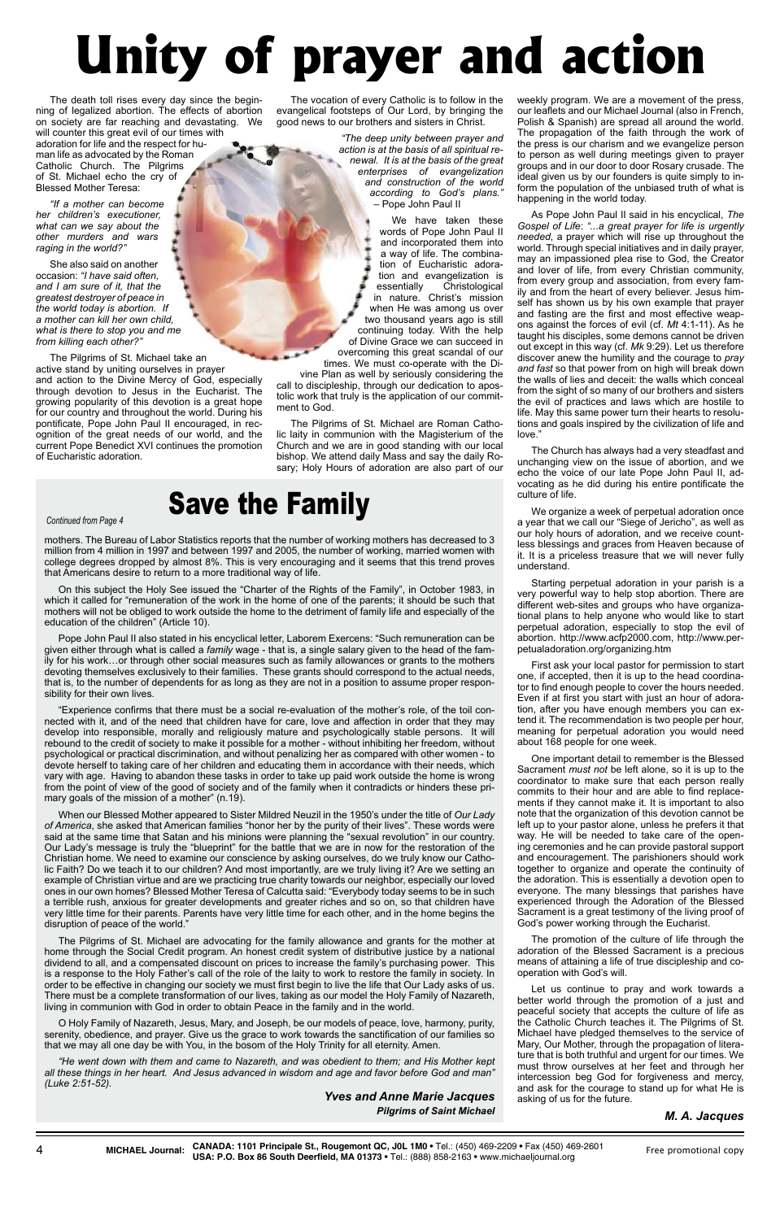# Unity of prayer and action

The death toll rises every day since the beginning of legalized abortion. The effects of abortion on society are far reaching and devastating. We will counter this great evil of our times with adoration for life and the respect for human life as advocated by the Roman Catholic Church. The Pilgrims of St. Michael echo the cry of Blessed Mother Teresa:

*"If a mother can become her children's executioner, what can we say about the other murders and wars raging in the world?"*

She also said on another occasion: *"I have said often, and I am sure of it, that the greatest destroyer of peace in the world today is abortion. If a mother can kill her own child, what is there to stop you and me from killing each other?"*

The Pilgrims of St. Michael take an active stand by uniting ourselves in prayer and action to the Divine Mercy of God, especially through devotion to Jesus in the Eucharist. The growing popularity of this devotion is a great hope for our country and throughout the world. During his pontificate, Pope John Paul II encouraged, in recognition of the great needs of our world, and the current Pope Benedict XVI continues the promotion of Eucharistic adoration.

The vocation of every Catholic is to follow in the evangelical footsteps of Our Lord, by bringing the good news to our brothers and sisters in Christ.

*"The deep unity between prayer and action is at the basis of all spiritual renewal. It is at the basis of the great enterprises of evangelization and construction of the world according to God's plans."* – Pope John Paul II

We have taken these words of Pope John Paul II and incorporated them into a way of life. The combination of Eucharistic adoration and evangelization is essentially Christological in nature. Christ's mission when He was among us over two thousand years ago is still continuing today. With the help of Divine Grace we can succeed in overcoming this great scandal of our times. We must co-operate with the Divine Plan as well by seriously considering the call to discipleship, through our dedication to apostolic work that truly is the application of our commitment to God.

The Pilgrims of St. Michael are Roman Catholic laity in communion with the Magisterium of the Church and we are in good standing with our local bishop. We attend daily Mass and say the daily Rosary; Holy Hours of adoration are also part of our weekly program. We are a movement of the press, our leaflets and our Michael Journal (also in French, Polish & Spanish) are spread all around the world. The propagation of the faith through the work of the press is our charism and we evangelize person to person as well during meetings given to prayer groups and in our door to door Rosary crusade. The ideal given us by our founders is quite simply to inform the population of the unbiased truth of what is happening in the world today.

As Pope John Paul II said in his encyclical, *The Gospel of Life*: *"...a great prayer for life is urgently needed*, a prayer which will rise up throughout the world. Through special initiatives and in daily prayer, may an impassioned plea rise to God, the Creator and lover of life, from every Christian community, from every group and association, from every family and from the heart of every believer. Jesus himself has shown us by his own example that prayer and fasting are the first and most effective weapons against the forces of evil (cf. *Mt* 4:1-11). As he taught his disciples, some demons cannot be driven out except in this way (cf. *Mk* 9:29). Let us therefore discover anew the humility and the courage to *pray and fast* so that power from on high will break down the walls of lies and deceit: the walls which conceal from the sight of so many of our brothers and sisters the evil of practices and laws which are hostile to life. May this same power turn their hearts to resolutions and goals inspired by the civilization of life and love."

The Church has always had a very steadfast and unchanging view on the issue of abortion, and we echo the voice of our late Pope John Paul II, advocating as he did during his entire pontificate the culture of life.

We organize a week of perpetual adoration once a year that we call our "Siege of Jericho", as well as our holy hours of adoration, and we receive countless blessings and graces from Heaven because of it. It is a priceless treasure that we will never fully understand.

Starting perpetual adoration in your parish is a very powerful way to help stop abortion. There are different web-sites and groups who have organizational plans to help anyone who would like to start perpetual adoration, especially to stop the evil of abortion. http://www.acfp2000.com, http://www.perpetualadoration.org/organizing.htm

First ask your local pastor for permission to start one, if accepted, then it is up to the head coordinator to find enough people to cover the hours needed. Even if at first you start with just an hour of adoration, after you have enough members you can extend it. The recommendation is two people per hour, meaning for perpetual adoration you would need about 168 people for one week.

One important detail to remember is the Blessed Sacrament *must not* be left alone, so it is up to the coordinator to make sure that each person really commits to their hour and are able to find replacements if they cannot make it. It is important to also note that the organization of this devotion cannot be left up to your pastor alone, unless he prefers it that way. He will be needed to take care of the opening ceremonies and he can provide pastoral support and encouragement. The parishioners should work together to organize and operate the continuity of the adoration. This is essentially a devotion open to everyone. The many blessings that parishes have experienced through the Adoration of the Blessed Sacrament is a great testimony of the living proof of God's power working through the Eucharist.

The promotion of the culture of life through the adoration of the Blessed Sacrament is a precious means of attaining a life of true discipleship and co-operation with God's will.

Let us continue to pray and work towards a better world through the promotion of a just and peaceful society that accepts the culture of life as the Catholic Church teaches it. The Pilgrims of St. Michael have pledged themselves to the service of Mary, Our Mother, through the propagation of literature that is both truthful and urgent for our times. We must throw ourselves at her feet and through her intercession beg God for forgiveness and mercy, and ask for the courage to stand up for what He is asking of us for the future.

***M. A. Jacques***

# Save the Family

*Continued from Page 4*

mothers. The Bureau of Labor Statistics reports that the number of working mothers has decreased to 3 million from 4 million in 1997 and between 1997 and 2005, the number of working, married women with college degrees dropped by almost 8%. This is very encouraging and it seems that this trend proves that Americans desire to return to a more traditional way of life.

On this subject the Holy See issued the "Charter of the Rights of the Family", in October 1983, in which it called for "remuneration of the work in the home of one of the parents; it should be such that mothers will not be obliged to work outside the home to the detriment of family life and especially of the education of the children" (Article 10).

Pope John Paul II also stated in his encyclical letter, Laborem Exercens: "Such remuneration can be given either through what is called a *family* wage - that is, a single salary given to the head of the family for his work…or through other social measures such as family allowances or grants to the mothers devoting themselves exclusively to their families. These grants should correspond to the actual needs, that is, to the number of dependents for as long as they are not in a position to assume proper responsibility for their own lives.

"Experience confirms that there must be a social re-evaluation of the mother's role, of the toil connected with it, and of the need that children have for care, love and affection in order that they may develop into responsible, morally and religiously mature and psychologically stable persons. It will rebound to the credit of society to make it possible for a mother - without inhibiting her freedom, without psychological or practical discrimination, and without penalizing her as compared with other women - to devote herself to taking care of her children and educating them in accordance with their needs, which vary with age. Having to abandon these tasks in order to take up paid work outside the home is wrong from the point of view of the good of society and of the family when it contradicts or hinders these primary goals of the mission of a mother" (n.19).

When our Blessed Mother appeared to Sister Mildred Neuzil in the 1950's under the title of *Our Lady of America*, she asked that American families "honor her by the purity of their lives". These words were said at the same time that Satan and his minions were planning the "sexual revolution" in our country. Our Lady's message is truly the "blueprint" for the battle that we are in now for the restoration of the Christian home. We need to examine our conscience by asking ourselves, do we truly know our Catholic Faith? Do we teach it to our children? And most importantly, are we truly living it? Are we setting an example of Christian virtue and are we practicing true charity towards our neighbor, especially our loved ones in our own homes? Blessed Mother Teresa of Calcutta said: "Everybody today seems to be in such a terrible rush, anxious for greater developments and greater riches and so on, so that children have very little time for their parents. Parents have very little time for each other, and in the home begins the disruption of peace of the world."

The Pilgrims of St. Michael are advocating for the family allowance and grants for the mother at home through the Social Credit program. An honest credit system of distributive justice by a national dividend to all, and a compensated discount on prices to increase the family's purchasing power. This is a response to the Holy Father's call of the role of the laity to work to restore the family in society. In order to be effective in changing our society we must first begin to live the life that Our Lady asks of us. There must be a complete transformation of our lives, taking as our model the Holy Family of Nazareth, living in communion with God in order to obtain Peace in the family and in the world.

O Holy Family of Nazareth, Jesus, Mary, and Joseph, be our models of peace, love, harmony, purity, serenity, obedience, and prayer. Give us the grace to work towards the sanctification of our families so that we may all one day be with You, in the bosom of the Holy Trinity for all eternity. Amen.

*"He went down with them and came to Nazareth, and was obedient to them; and His Mother kept all these things in her heart. And Jesus advanced in wisdom and age and favor before God and man" (Luke 2:51-52).*

***Yves and Anne Marie Jacques***
***Pilgrims of Saint Michael***

**MICHAEL Journal:** **CANADA: 1101 Principale St., Rougemont QC, J0L 1M0** • Tel.: (450) 469-2209 • Fax (450) 469-2601
**USA: P.O. Box 86 South Deerfield, MA 01373** • Tel.: (888) 858-2163 • www.michaeljournal.org

Free promotional copy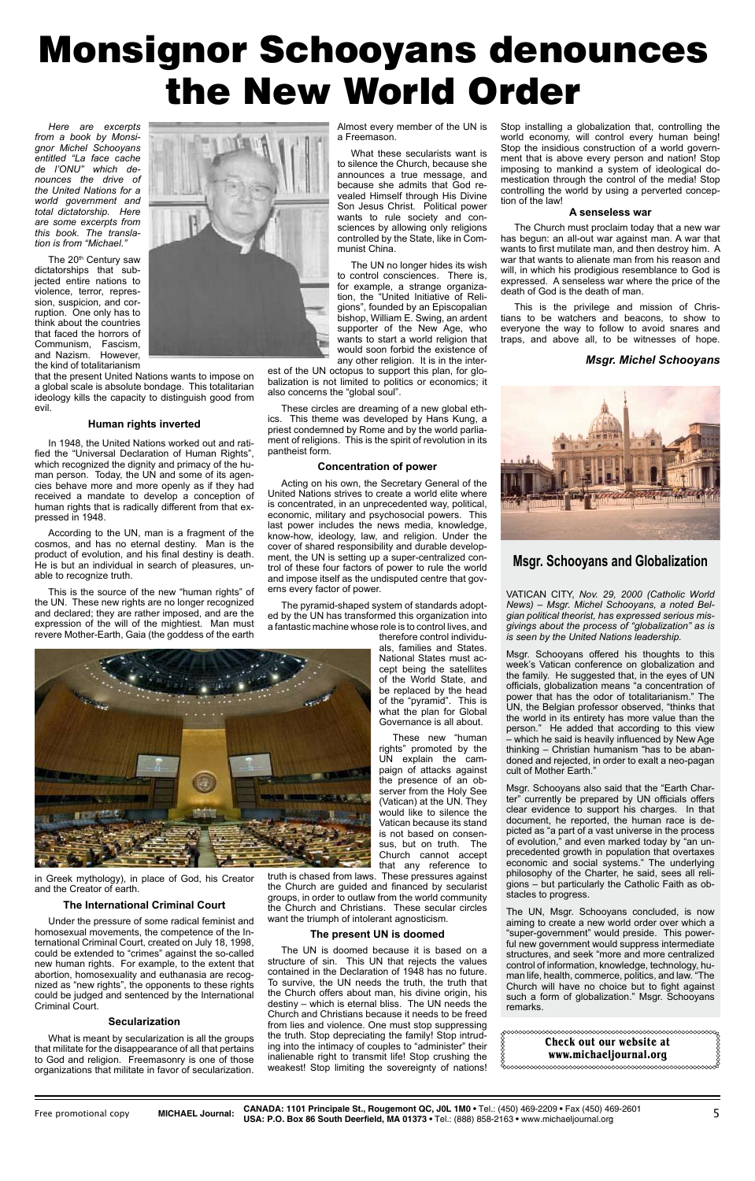# Monsignor Schooyans denounces the New World Order

*Here are excerpts from a book by Monsignor Michel Schooyans entitled "La face cache de l'ONU" which denounces the drive of the United Nations for a world government and total dictatorship. Here are some excerpts from this book. The translation is from "Michael."*

The 20th Century saw dictatorships that subjected entire nations to violence, terror, repression, suspicion, and corruption. One only has to think about the countries that faced the horrors of Communism, Fascism, and Nazism. However, the kind of totalitarianism that the present United Nations wants to impose on a global scale is absolute bondage. This totalitarian ideology kills the capacity to distinguish good from evil.

### Human rights inverted

In 1948, the United Nations worked out and ratified the "Universal Declaration of Human Rights", which recognized the dignity and primacy of the human person. Today, the UN and some of its agencies behave more and more openly as if they had received a mandate to develop a conception of human rights that is radically different from that expressed in 1948.

According to the UN, man is a fragment of the cosmos, and has no eternal destiny. Man is the product of evolution, and his final destiny is death. He is but an individual in search of pleasures, unable to recognize truth.

This is the source of the new "human rights" of the UN. These new rights are no longer recognized and declared; they are rather imposed, and are the expression of the will of the mightiest. Man must revere Mother-Earth, Gaia (the goddess of the earth in Greek mythology), in place of God, his Creator and the Creator of earth.

### The International Criminal Court

Under the pressure of some radical feminist and homosexual movements, the competence of the International Criminal Court, created on July 18, 1998, could be extended to "crimes" against the so-called new human rights. For example, to the extent that abortion, homosexuality and euthanasia are recognized as "new rights", the opponents to these rights could be judged and sentenced by the International Criminal Court.

### Secularization

What is meant by secularization is all the groups that militate for the disappearance of all that pertains to God and religion. Freemasonry is one of those organizations that militate in favor of secularization. Almost every member of the UN is a Freemason.

What these secularists want is to silence the Church, because she announces a true message, and because she admits that God revealed Himself through His Divine Son Jesus Christ. Political power wants to rule society and consciences by allowing only religions controlled by the State, like in Communist China.

The UN no longer hides its wish to control consciences. There is, for example, a strange organization, the "United Initiative of Religions", founded by an Episcopalian bishop, William E. Swing, an ardent supporter of the New Age, who wants to start a world religion that would soon forbid the existence of any other religion. It is in the interest of the UN octopus to support this plan, for globalization is not limited to politics or economics; it also concerns the "global soul".

These circles are dreaming of a new global ethics. This theme was developed by Hans Kung, a priest condemned by Rome and by the world parliament of religions. This is the spirit of revolution in its pantheist form.

### Concentration of power

Acting on his own, the Secretary General of the United Nations strives to create a world elite where is concentrated, in an unprecedented way, political, economic, military and psychosocial powers. This last power includes the news media, knowledge, know-how, ideology, law, and religion. Under the cover of shared responsibility and durable development, the UN is setting up a super-centralized control of these four factors of power to rule the world and impose itself as the undisputed centre that governs every factor of power.

The pyramid-shaped system of standards adopted by the UN has transformed this organization into a fantastic machine whose role is to control lives, and therefore control individuals, families and States. National States must accept being the satellites of the World State, and be replaced by the head of the "pyramid". This is what the plan for Global Governance is all about.

These new "human rights" promoted by the UN explain the campaign of attacks against the presence of an observer from the Holy See (Vatican) at the UN. They would like to silence the Vatican because its stand is not based on consensus, but on truth. The Church cannot accept that any reference to truth is chased from laws. These pressures against the Church are guided and financed by secularist groups, in order to outlaw from the world community the Church and Christians. These secular circles want the triumph of intolerant agnosticism.

### The present UN is doomed

The UN is doomed because it is based on a structure of sin. This UN that rejects the values contained in the Declaration of 1948 has no future. To survive, the UN needs the truth, the truth that the Church offers about man, his divine origin, his destiny – which is eternal bliss. The UN needs the Church and Christians because it needs to be freed from lies and violence. One must stop suppressing the truth. Stop depreciating the family! Stop intruding into the intimacy of couples to "administer" their inalienable right to transmit life! Stop crushing the weakest! Stop limiting the sovereignty of nations! Stop installing a globalization that, controlling the world economy, will control every human being! Stop the insidious construction of a world government that is above every person and nation! Stop imposing to mankind a system of ideological domestication through the control of the media! Stop controlling the world by using a perverted conception of the law!

### A senseless war

The Church must proclaim today that a new war has begun: an all-out war against man. A war that wants to first mutilate man, and then destroy him. A war that wants to alienate man from his reason and will, in which his prodigious resemblance to God is expressed. A senseless war where the price of the death of God is the death of man.

This is the privilege and mission of Christians to be watchers and beacons, to show to everyone the way to follow to avoid snares and traps, and above all, to be witnesses of hope.

***Msgr. Michel Schooyans***

## Msgr. Schooyans and Globalization

VATICAN CITY, *Nov. 29, 2000 (Catholic World News) – Msgr. Michel Schooyans, a noted Belgian political theorist, has expressed serious misgivings about the process of "globalization" as is is seen by the United Nations leadership.*

Msgr. Schooyans offered his thoughts to this week's Vatican conference on globalization and the family. He suggested that, in the eyes of UN officials, globalization means "a concentration of power that has the odor of totalitarianism." The UN, the Belgian professor observed, "thinks that the world in its entirety has more value than the person." He added that according to this view – which he said is heavily influenced by New Age thinking – Christian humanism "has to be abandoned and rejected, in order to exalt a neo-pagan cult of Mother Earth."

Msgr. Schooyans also said that the "Earth Charter" currently be prepared by UN officials offers clear evidence to support his charges. In that document, he reported, the human race is depicted as "a part of a vast universe in the process of evolution," and even marked today by "an unprecedented growth in population that overtaxes economic and social systems." The underlying philosophy of the Charter, he said, sees all religions – but particularly the Catholic Faith as obstacles to progress.

The UN, Msgr. Schooyans concluded, is now aiming to create a new world order over which a "super-government" would preside. This powerful new government would suppress intermediate structures, and seek "more and more centralized control of information, knowledge, technology, human life, health, commerce, politics, and law. "The Church will have no choice but to fight against such a form of globalization." Msgr. Schooyans remarks.

**Check out our website at www.michaeljournal.org**

Free promotional copy **MICHAEL Journal:** **CANADA: 1101 Principale St., Rougemont QC, J0L 1M0 •** Tel.: (450) 469-2209 • Fax (450) 469-2601 **USA: P.O. Box 86 South Deerfield, MA 01373 •** Tel.: (888) 858-2163 • www.michaeljournal.org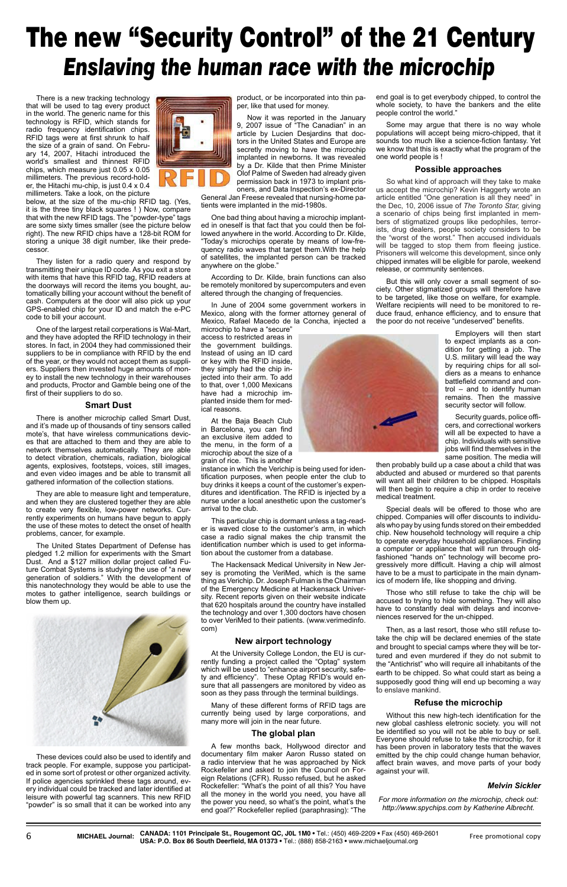# The new "Security Control" of the 21 Century

## *Enslaving the human race with the microchip*

There is a new tracking technology that will be used to tag every product in the world. The generic name for this technology is RFID, which stands for radio frequency identification chips. RFID tags were at first shrunk to half the size of a grain of sand. On February 14, 2007, Hitachi introduced the world's smallest and thinnest RFID chips, which measure just 0.05 x 0.05 millimeters. The previous record-holder, the Hitachi mu-chip, is just 0.4 x 0.4 millimeters. Take a look, on the picture below, at the size of the mu-chip RFID tag. (Yes, it is the three tiny black squares ! ) Now, compare that with the new RFID tags. The "powder-type" tags are some sixty times smaller (see the picture below right). The new RFID chips have a 128-bit ROM for storing a unique 38 digit number, like their predecessor.

They listen for a radio query and respond by transmitting their unique ID code. As you exit a store with items that have this RFID tag, RFID readers at the doorways will record the items you bought, automatically billing your account without the benefit of cash. Computers at the door will also pick up your GPS-enabled chip for your ID and match the e-PC code to bill your account.

One of the largest retail corperations is Wal-Mart, and they have adopted the RFID technology in their stores. In fact, in 2004 they had commissioned their suppliers to be in compliance with RFID by the end of the year, or they would not accept them as suppliers. Suppliers then invested huge amounts of money to install the new technology in their warehouses and products, Proctor and Gamble being one of the first of their suppliers to do so.

### Smart Dust

There is another microchip called Smart Dust, and it's made up of thousands of tiny sensors called mote's, that have wireless communications devices that are attached to them and they are able to network themselves automatically. They are able to detect vibration, chemicals, radiation, biological agents, explosives, footsteps, voices, still images, and even video images and be able to transmit all gathered information of the collection stations.

They are able to measure light and temperature, and when they are clustered together they are able to create very flexible, low-power networks. Currently experiments on humans have begun to apply the use of these motes to detect the onset of health problems, cancer, for example.

The United States Department of Defense has pledged 1.2 million for experiments with the Smart Dust. And a $127 million dollar project called Future Combat Systems is studying the use of "a new generation of soldiers." With the development of this nanotechnology they would be able to use the motes to gather intelligence, search buildings or blow them up.

These devices could also be used to identify and track people. For example, suppose you participated in some sort of protest or other organized activity. If police agencies sprinkled these tags around, every individual could be tracked and later identified at leisure with powerful tag scanners. This new RFID "powder" is so small that it can be worked into any product, or be incorporated into thin paper, like that used for money.

Now it was reported in the January 9, 2007 issue of "The Canadian" in an article by Lucien Desjardins that doctors in the United States and Europe are secretly moving to have the microchip implanted in newborns. It was revealed by a Dr. Kilde that then Prime Minister Olof Palme of Sweden had already given permission back in 1973 to implant prisoners, and Data Inspection's ex-Director General Jan Freese revealed that nursing-home patients were implanted in the mid-1980s.

One bad thing about having a microchip implanted in oneself is that fact that you could then be followed anywhere in the world. According to Dr. Kilde, "Today's microchips operate by means of low-frequency radio waves that target them.With the help of satellites, the implanted person can be tracked anywhere on the globe."

According to Dr. Kilde, brain functions can also be remotely monitored by supercomputers and even altered through the changing of frequencies.

In June of 2004 some government workers in Mexico, along with the former attorney general of Mexico, Rafael Macedo de la Concha, injected a microchip to have a "secure" access to restricted areas in the government buildings. Instead of using an ID card or key with the RFID inside, they simply had the chip injected into their arm. To add to that, over 1,000 Mexicans have had a microchip implanted inside them for medical reasons.

At the Baja Beach Club in Barcelona, you can find an exclusive item added to the menu, in the form of a microchip about the size of a grain of rice. This is another instance in which the Verichip is being used for identification purposes, when people enter the club to buy drinks it keeps a count of the customer's expenditures and identification. The RFID is injected by a nurse under a local anesthetic upon the customer's arrival to the club.

This particular chip is dormant unless a tag-reader is waved close to the customer's arm, in which case a radio signal makes the chip transmit the identification number which is used to get information about the customer from a database.

The Hackensack Medical University in New Jersey is promoting the VeriMed, which is the same thing as Verichip. Dr. Joseph Fulman is the Chairman of the Emergency Medicine at Hackensack University. Recent reports given on their website indicate that 620 hospitals around the country have installed the technology and over 1,300 doctors have chosen to over VeriMed to their patients. (www.verimedinfo.com)

### New airport technology

At the University College London, the EU is currently funding a project called the "Optag" system which will be used to "enhance airport security, safety and efficiency". These Optag RFID's would ensure that all passengers are monitored by video as soon as they pass through the terminal buildings.

Many of these different forms of RFID tags are currently being used by large corporations, and many more will join in the near future.

### The global plan

A few months back, Hollywood director and documentary film maker Aaron Russo stated on a radio interview that he was approached by Nick Rockefeller and asked to join the Council on Foreign Relations (CFR). Russo refused, but he asked Rockefeller: "What's the point of all this? You have all the money in the world you need, you have all the power you need, so what's the point, what's the end goal?" Rockefeller replied (paraphrasing): "The end goal is to get everybody chipped, to control the whole society, to have the bankers and the elite people control the world."

Some may argue that there is no way whole populations will accept being micro-chipped, that it sounds too much like a science-fiction fantasy. Yet we know that this is exactly what the program of the one world people is !

### Possible approaches

So what kind of approach will they take to make us accept the microchip? Kevin Haggerty wrote an article entitled "One generation is all they need" in the Dec, 10, 2006 issue of *The Toronto Star,* giving a scenario of chips being first implanted in members of stigmatized groups like pedophiles, terrorists, drug dealers, people society considers to be the "worst of the worst." Then accused individuals will be tagged to stop them from fleeing justice. Prisoners will welcome this development, since only chipped inmates will be eligible for parole, weekend release, or community sentences.

But this will only cover a small segment of society. Other stigmatized groups will therefore have to be targeted, like those on welfare, for example. Welfare recipients will need to be monitored to reduce fraud, enhance efficiency, and to ensure that the poor do not receive "undeserved" benefits.

Employers will then start to expect implants as a condition for getting a job. The U.S. military will lead the way by requiring chips for all soldiers as a means to enhance battlefield command and control – and to identify human remains. Then the massive security sector will follow.

Security guards, police officers, and correctional workers will all be expected to have a chip. Individuals with sensitive jobs will find themselves in the same position. The media will then probably build up a case about a child that was abducted and abused or murdered so that parents will want all their children to be chipped. Hospitals will then begin to require a chip in order to receive medical treatment.

Special deals will be offered to those who are chipped. Companies will offer discounts to individuals who pay by using funds stored on their embedded chip. New household technology will require a chip to operate everyday household appliances. Finding a computer or appliance that will run through old-fashioned "hands on" technology will become progressively more difficult. Having a chip will almost have to be a must to participate in the main dynamics of modern life, like shopping and driving.

Those who still refuse to take the chip will be accused to trying to hide something. They will also have to constantly deal with delays and inconveniences reserved for the un-chipped.

Then, as a last resort, those who still refuse to-take the chip will be declared enemies of the state and brought to special camps where they will be tortured and even murdered if they do not submit to the "Antichrist" who will require all inhabitants of the earth to be chipped. So what could start as being a supposedly good thing will end up becoming a way to enslave mankind.

### Refuse the microchip

Without this new high-tech identification for the new global cashless eletronic society. you will not be identified so you will not be able to buy or sell. Everyone should refuse to take the microchip, for it has been proven in laboratory tests that the waves emitted by the chip could change human behavior, affect brain waves, and move parts of your body against your will.

***Melvin Sickler***

*For more information on the microchip, check out: http://www.spychips.com by Katherine Albrecht.*

**MICHAEL Journal:** **CANADA: 1101 Principale St., Rougemont QC, J0L 1M0** • Tel.: (450) 469-2209 • Fax (450) 469-2601
**USA: P.O. Box 86 South Deerfield, MA 01373** • Tel.: (888) 858-2163 • www.michaeljournal.org

Free promotional copy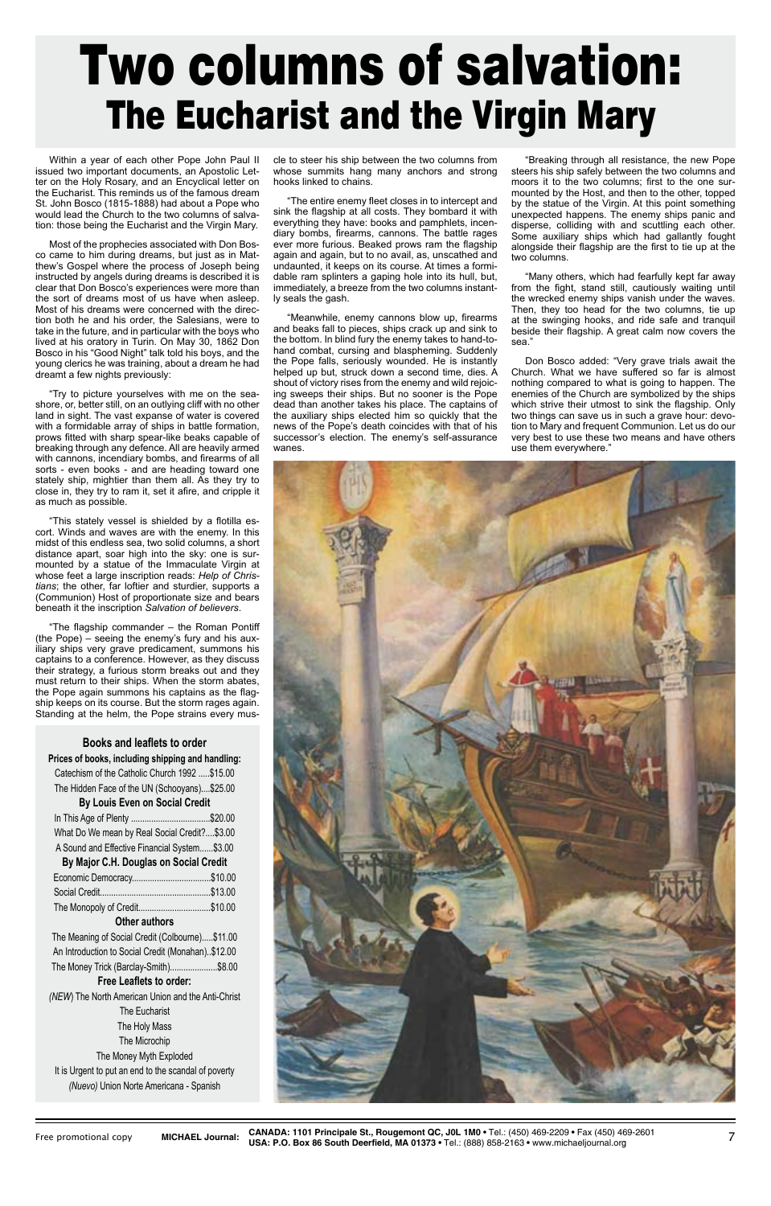# Two columns of salvation:
## The Eucharist and the Virgin Mary

Within a year of each other Pope John Paul II issued two important documents, an Apostolic Letter on the Holy Rosary, and an Encyclical letter on the Eucharist. This reminds us of the famous dream St. John Bosco (1815-1888) had about a Pope who would lead the Church to the two columns of salvation: those being the Eucharist and the Virgin Mary.

Most of the prophecies associated with Don Bosco came to him during dreams, but just as in Matthew's Gospel where the process of Joseph being instructed by angels during dreams is described it is clear that Don Bosco's experiences were more than the sort of dreams most of us have when asleep. Most of his dreams were concerned with the direction both he and his order, the Salesians, were to take in the future, and in particular with the boys who lived at his oratory in Turin. On May 30, 1862 Don Bosco in his "Good Night" talk told his boys, and the young clerics he was training, about a dream he had dreamt a few nights previously:

"Try to picture yourselves with me on the seashore, or, better still, on an outlying cliff with no other land in sight. The vast expanse of water is covered with a formidable array of ships in battle formation, prows fitted with sharp spear-like beaks capable of breaking through any defence. All are heavily armed with cannons, incendiary bombs, and firearms of all sorts - even books - and are heading toward one stately ship, mightier than them all. As they try to close in, they try to ram it, set it afire, and cripple it as much as possible.

"This stately vessel is shielded by a flotilla escort. Winds and waves are with the enemy. In this midst of this endless sea, two solid columns, a short distance apart, soar high into the sky: one is surmounted by a statue of the Immaculate Virgin at whose feet a large inscription reads: *Help of Christians*; the other, far loftier and sturdier, supports a (Communion) Host of proportionate size and bears beneath it the inscription *Salvation of believers*.

"The flagship commander – the Roman Pontiff (the Pope) – seeing the enemy's fury and his auxiliary ships very grave predicament, summons his captains to a conference. However, as they discuss their strategy, a furious storm breaks out and they must return to their ships. When the storm abates, the Pope again summons his captains as the flagship keeps on its course. But the storm rages again. Standing at the helm, the Pope strains every muscle to steer his ship between the two columns from whose summits hang many anchors and strong hooks linked to chains.

"The entire enemy fleet closes in to intercept and sink the flagship at all costs. They bombard it with everything they have: books and pamphlets, incendiary bombs, firearms, cannons. The battle rages ever more furious. Beaked prows ram the flagship again and again, but to no avail, as, unscathed and undaunted, it keeps on its course. At times a formidable ram splinters a gaping hole into its hull, but, immediately, a breeze from the two columns instantly seals the gash.

"Meanwhile, enemy cannons blow up, firearms and beaks fall to pieces, ships crack up and sink to the bottom. In blind fury the enemy takes to hand-to-hand combat, cursing and blaspheming. Suddenly the Pope falls, seriously wounded. He is instantly helped up but, struck down a second time, dies. A shout of victory rises from the enemy and wild rejoicing sweeps their ships. But no sooner is the Pope dead than another takes his place. The captains of the auxiliary ships elected him so quickly that the news of the Pope's death coincides with that of his successor's election. The enemy's self-assurance wanes.

"Breaking through all resistance, the new Pope steers his ship safely between the two columns and moors it to the two columns; first to the one surmounted by the Host, and then to the other, topped by the statue of the Virgin. At this point something unexpected happens. The enemy ships panic and disperse, colliding with and scuttling each other. Some auxiliary ships which had gallantly fought alongside their flagship are the first to tie up at the two columns.

"Many others, which had fearfully kept far away from the fight, stand still, cautiously waiting until the wrecked enemy ships vanish under the waves. Then, they too head for the two columns, tie up at the swinging hooks, and ride safe and tranquil beside their flagship. A great calm now covers the sea."

Don Bosco added: "Very grave trials await the Church. What we have suffered so far is almost nothing compared to what is going to happen. The enemies of the Church are symbolized by the ships which strive their utmost to sink the flagship. Only two things can save us in such a grave hour: devotion to Mary and frequent Communion. Let us do our very best to use these two means and have others use them everywhere."

### Books and leaflets to order

**Prices of books, including shipping and handling:**

Catechism of the Catholic Church 1992 .....$15.00
The Hidden Face of the UN (Schooyans)....$25.00

**By Louis Even on Social Credit**

In This Age of Plenty ..................................$20.00
What Do We mean by Real Social Credit?....$3.00
A Sound and Effective Financial System......$3.00

**By Major C.H. Douglas on Social Credit**

Economic Democracy..................................$10.00
Social Credit.................................................$13.00
The Monopoly of Credit...............................$10.00

**Other authors**

The Meaning of Social Credit (Colbourne).....$11.00
An Introduction to Social Credit (Monahan)..$12.00
The Money Trick (Barclay-Smith)....................$8.00

**Free Leaflets to order:**

*(NEW)* The North American Union and the Anti-Christ
The Eucharist
The Holy Mass
The Microchip
The Money Myth Exploded
It is Urgent to put an end to the scandal of poverty
*(Nuevo)* Union Norte Americana - Spanish

Free promotional copy **MICHAEL Journal:** **CANADA: 1101 Principale St., Rougemont QC, J0L 1M0** • Tel.: (450) 469-2209 • Fax (450) 469-2601 **USA: P.O. Box 86 South Deerfield, MA 01373** • Tel.: (888) 858-2163 • www.michaeljournal.org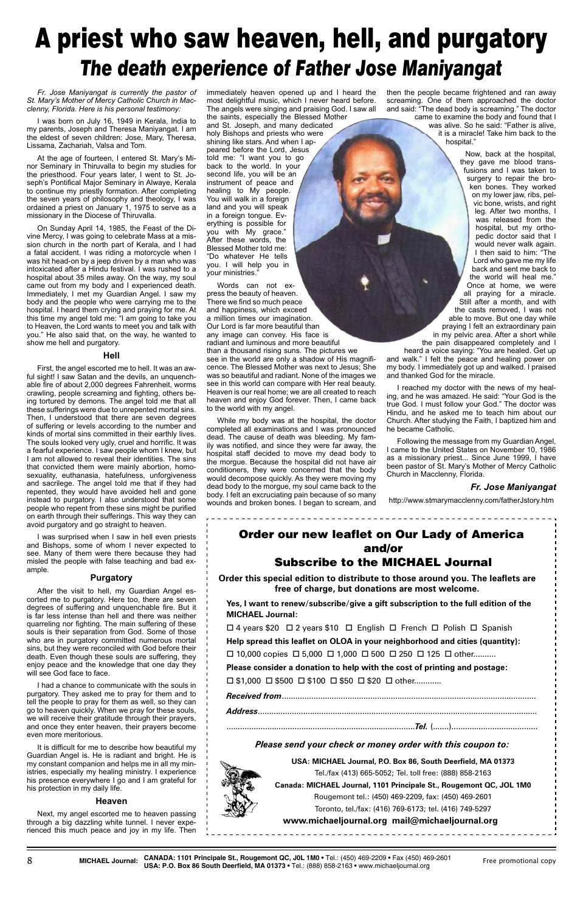# A priest who saw heaven, hell, and purgatory

## *The death experience of Father Jose Maniyangat*

*Fr. Jose Maniyangat is currently the pastor of St. Mary's Mother of Mercy Catholic Church in Macclenny, Florida. Here is his personal testimony:*

I was born on July 16, 1949 in Kerala, India to my parents, Joseph and Theresa Maniyangat. I am the eldest of seven children: Jose, Mary, Theresa, Lissama, Zachariah, Valsa and Tom.

At the age of fourteen, I entered St. Mary's Minor Seminary in Thiruvalla to begin my studies for the priesthood. Four years later, I went to St. Joseph's Pontifical Major Seminary in Alwaye, Kerala to continue my priestly formation. After completing the seven years of philosophy and theology, I was ordained a priest on January 1, 1975 to serve as a missionary in the Diocese of Thiruvalla.

On Sunday April 14, 1985, the Feast of the Divine Mercy, I was going to celebrate Mass at a mission church in the north part of Kerala, and I had a fatal accident. I was riding a motorcycle when I was hit head-on by a jeep driven by a man who was intoxicated after a Hindu festival. I was rushed to a hospital about 35 miles away. On the way, my soul came out from my body and I experienced death. Immediately, I met my Guardian Angel. I saw my body and the people who were carrying me to the hospital. I heard them crying and praying for me. At this time my angel told me: "I am going to take you to Heaven, the Lord wants to meet you and talk with you." He also said that, on the way, he wanted to show me hell and purgatory.

### Hell

First, the angel escorted me to hell. It was an awful sight! I saw Satan and the devils, an unquenchable fire of about 2,000 degrees Fahrenheit, worms crawling, people screaming and fighting, others being tortured by demons. The angel told me that all these sufferings were due to unrepented mortal sins. Then, I understood that there are seven degrees of suffering or levels according to the number and kinds of mortal sins committed in their earthly lives. The souls looked very ugly, cruel and horrific. It was a fearful experience. I saw people whom I knew, but I am not allowed to reveal their identities. The sins that convicted them were mainly abortion, homosexuality, euthanasia, hatefulness, unforgiveness and sacrilege. The angel told me that if they had repented, they would have avoided hell and gone instead to purgatory. I also understood that some people who repent from these sins might be purified on earth through their sufferings. This way they can avoid purgatory and go straight to heaven.

I was surprised when I saw in hell even priests and Bishops, some of whom I never expected to see. Many of them were there because they had misled the people with false teaching and bad example.

### Purgatory

After the visit to hell, my Guardian Angel escorted me to purgatory. Here too, there are seven degrees of suffering and unquenchable fire. But it is far less intense than hell and there was neither quarreling nor fighting. The main suffering of these souls is their separation from God. Some of those who are in purgatory committed numerous mortal sins, but they were reconciled with God before their death. Even though these souls are suffering, they enjoy peace and the knowledge that one day they will see God face to face.

I had a chance to communicate with the souls in purgatory. They asked me to pray for them and to tell the people to pray for them as well, so they can go to heaven quickly. When we pray for these souls, we will receive their gratitude through their prayers, and once they enter heaven, their prayers become even more meritorious.

It is difficult for me to describe how beautiful my Guardian Angel is. He is radiant and bright. He is my constant companion and helps me in all my ministries, especially my healing ministry. I experience his presence everywhere I go and I am grateful for his protection in my daily life.

### Heaven

Next, my angel escorted me to heaven passing through a big dazzling white tunnel. I never experienced this much peace and joy in my life. Then immediately heaven opened up and I heard the most delightful music, which I never heard before. The angels were singing and praising God. I saw all the saints, especially the Blessed Mother and St. Joseph, and many dedicated holy Bishops and priests who were shining like stars. And when I appeared before the Lord, Jesus told me: "I want you to go back to the world. In your second life, you will be an instrument of peace and healing to My people. You will walk in a foreign land and you will speak in a foreign tongue. Everything is possible for you with My grace." After these words, the Blessed Mother told me: "Do whatever He tells you. I will help you in your ministries."

Words can not express the beauty of heaven. There we find so much peace and happiness, which exceed a million times our imagination. Our Lord is far more beautiful than any image can convey. His face is radiant and luminous and more beautiful than a thousand rising suns. The pictures we see in the world are only a shadow of His magnificence. The Blessed Mother was next to Jesus; She was so beautiful and radiant. None of the images we see in this world can compare with Her real beauty. Heaven is our real home; we are all created to reach heaven and enjoy God forever. Then, I came back to the world with my angel.

While my body was at the hospital, the doctor completed all examinations and I was pronounced dead. The cause of death was bleeding. My family was notified, and since they were far away, the hospital staff decided to move my dead body to the morgue. Because the hospital did not have air conditioners, they were concerned that the body would decompose quickly. As they were moving my dead body to the morgue, my soul came back to the body. I felt an excruciating pain because of so many wounds and broken bones. I began to scream, and then the people became frightened and ran away screaming. One of them approached the doctor and said: "The dead body is screaming." The doctor came to examine the body and found that I was alive. So he said: "Father is alive, it is a miracle! Take him back to the hospital."

Now, back at the hospital, they gave me blood transfusions and I was taken to surgery to repair the broken bones. They worked on my lower jaw, ribs, pelvic bone, wrists, and right leg. After two months, I was released from the hospital, but my orthopedic doctor said that I would never walk again. I then said to him: "The Lord who gave me my life back and sent me back to the world will heal me." Once at home, we were all praying for a miracle. Still after a month, and with the casts removed, I was not able to move. But one day while praying I felt an extraordinary pain in my pelvic area. After a short while the pain disappeared completely and I heard a voice saying: "You are healed. Get up and walk." I felt the peace and healing power on my body. I immediately got up and walked. I praised and thanked God for the miracle.

I reached my doctor with the news of my healing, and he was amazed. He said: "Your God is the true God. I must follow your God." The doctor was Hindu, and he asked me to teach him about our Church. After studying the Faith, I baptized him and he became Catholic.

Following the message from my Guardian Angel, I came to the United States on November 10, 1986 as a missionary priest... Since June 1999, I have been pastor of St. Mary's Mother of Mercy Catholic Church in Macclenny, Florida.

***Fr. Jose Maniyangat***

http://www.stmarymacclenny.com/fatherJstory.htm

---

## Order our new leaflet on Our Lady of America and/or Subscribe to the MICHAEL Journal

**Order this special edition to distribute to those around you. The leaflets are free of charge, but donations are most welcome.**

**Yes, I want to renew/subscribe/give a gift subscription to the full edition of the MICHAEL Journal:**

☐ 4 years $20 ☐ 2 years $10 ☐ English ☐ French ☐ Polish ☐ Spanish

**Help spread this leaflet on OLOA in your neighborhood and cities (quantity):**

☐ 10,000 copies ☐ 5,000 ☐ 1,000 ☐ 500 ☐ 250 ☐ 125 ☐ other..........

**Please consider a donation to help with the cost of printing and postage:**

☐ $1,000 ☐ $500 ☐ $100 ☐ $50 ☐ $20 ☐ other............

***Received from***..............................................................................................................

***Address***..........................................................................................................................

...................................................................................***Tel.*** (.......).....................................

***Please send your check or money order with this coupon to:***

**USA: MICHAEL Journal, P.O. Box 86, South Deerfield, MA 01373**
Tel./fax (413) 665-5052; Tel. toll free: (888) 858-2163

**Canada: MICHAEL Journal, 1101 Principale St., Rougemont QC, J0L 1M0**
Rougemont tel.: (450) 469-2209, fax: (450) 469-2601
Toronto, tel./fax: (416) 769-6173; tel. (416) 749-5297

**www.michaeljournal.org mail@michaeljournal.org**